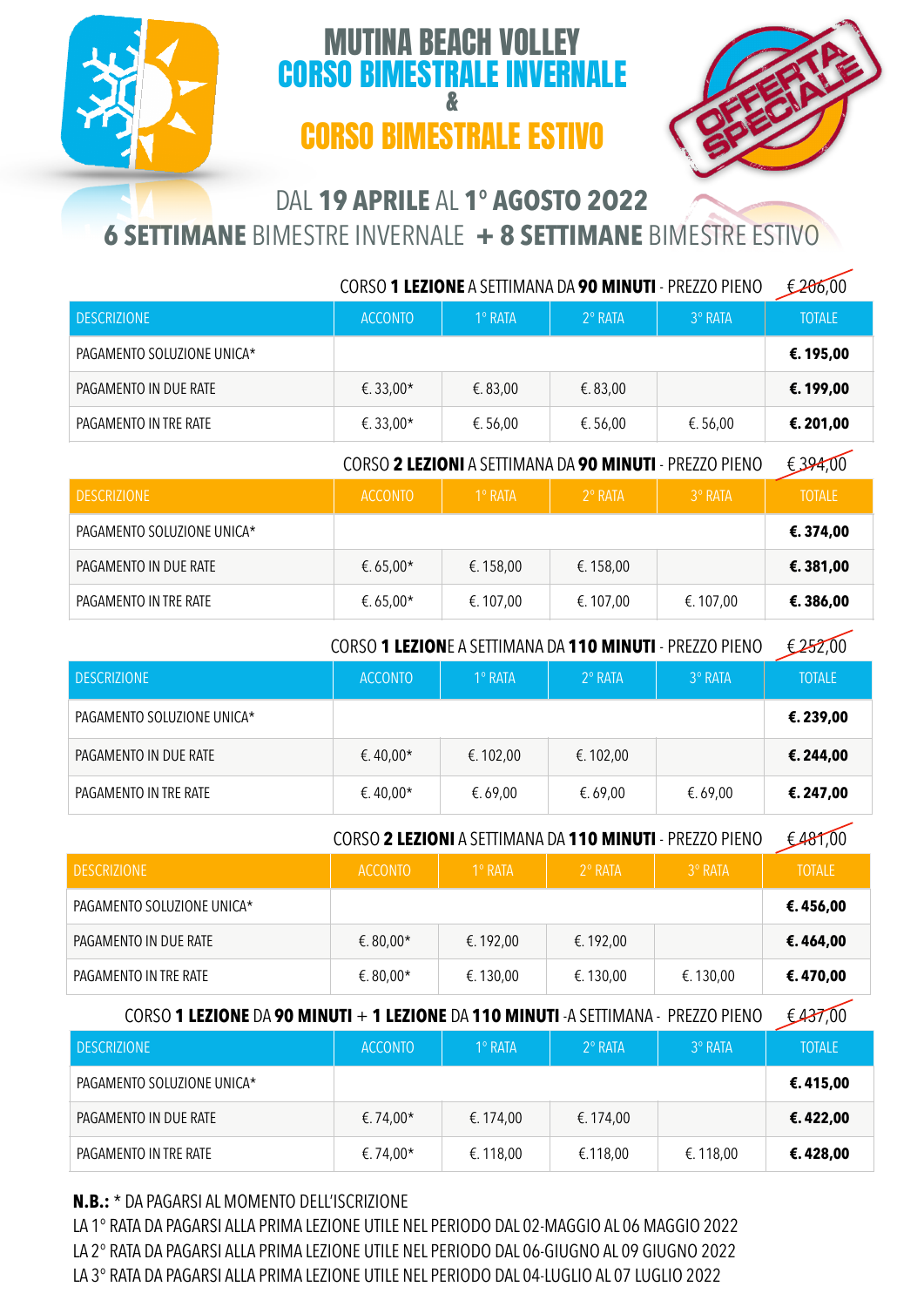# MUTINA BEACH VOLLEY
# CORSO BIMESTRALE INVERNALE
# &
# CORSO BIMESTRALE ESTIVO

OFFERTA SPECIALE

## DAL **19 APRILE** AL **1° AGOSTO 2022**
## **6 SETTIMANE** BIMESTRE INVERNALE + **8 SETTIMANE** BIMESTRE ESTIVO

CORSO **1 LEZIONE** A SETTIMANA DA **90 MINUTI** - PREZZO PIENO ~~€ 206,00~~

| DESCRIZIONE | ACCONTO | 1° RATA | 2° RATA | 3° RATA | TOTALE |
|---|---|---|---|---|---|
| PAGAMENTO SOLUZIONE UNICA* | | | | | **€. 195,00** |
| PAGAMENTO IN DUE RATE | €. 33,00* | €. 83,00 | €. 83,00 | | **€. 199,00** |
| PAGAMENTO IN TRE RATE | €. 33,00* | €. 56,00 | €. 56,00 | €. 56,00 | **€. 201,00** |

CORSO **2 LEZIONI** A SETTIMANA DA **90 MINUTI** - PREZZO PIENO ~~€ 394,00~~

| DESCRIZIONE | ACCONTO | 1° RATA | 2° RATA | 3° RATA | TOTALE |
|---|---|---|---|---|---|
| PAGAMENTO SOLUZIONE UNICA* | | | | | **€. 374,00** |
| PAGAMENTO IN DUE RATE | €. 65,00* | €. 158,00 | €. 158,00 | | **€. 381,00** |
| PAGAMENTO IN TRE RATE | €. 65,00* | €. 107,00 | €. 107,00 | €. 107,00 | **€. 386,00** |

CORSO **1 LEZIONE** A SETTIMANA DA **110 MINUTI** - PREZZO PIENO ~~€ 252,00~~

| DESCRIZIONE | ACCONTO | 1° RATA | 2° RATA | 3° RATA | TOTALE |
|---|---|---|---|---|---|
| PAGAMENTO SOLUZIONE UNICA* | | | | | **€. 239,00** |
| PAGAMENTO IN DUE RATE | €. 40,00* | €. 102,00 | €. 102,00 | | **€. 244,00** |
| PAGAMENTO IN TRE RATE | €. 40,00* | €. 69,00 | €. 69,00 | €. 69,00 | **€. 247,00** |

CORSO **2 LEZIONI** A SETTIMANA DA **110 MINUTI** - PREZZO PIENO ~~€ 481,00~~

| DESCRIZIONE | ACCONTO | 1° RATA | 2° RATA | 3° RATA | TOTALE |
|---|---|---|---|---|---|
| PAGAMENTO SOLUZIONE UNICA* | | | | | **€. 456,00** |
| PAGAMENTO IN DUE RATE | €. 80,00* | €. 192,00 | €. 192,00 | | **€. 464,00** |
| PAGAMENTO IN TRE RATE | €. 80,00* | €. 130,00 | €. 130,00 | €. 130,00 | **€. 470,00** |

CORSO **1 LEZIONE** DA **90 MINUTI** + **1 LEZIONE** DA **110 MINUTI** -A SETTIMANA - PREZZO PIENO ~~€ 437,00~~

| DESCRIZIONE | ACCONTO | 1° RATA | 2° RATA | 3° RATA | TOTALE |
|---|---|---|---|---|---|
| PAGAMENTO SOLUZIONE UNICA* | | | | | **€. 415,00** |
| PAGAMENTO IN DUE RATE | €. 74,00* | €. 174,00 | €. 174,00 | | **€. 422,00** |
| PAGAMENTO IN TRE RATE | €. 74,00* | €. 118,00 | €.118,00 | €. 118,00 | **€. 428,00** |

**N.B.:** * DA PAGARSI AL MOMENTO DELL'ISCRIZIONE
LA 1° RATA DA PAGARSI ALLA PRIMA LEZIONE UTILE NEL PERIODO DAL 02-MAGGIO AL 06 MAGGIO 2022
LA 2° RATA DA PAGARSI ALLA PRIMA LEZIONE UTILE NEL PERIODO DAL 06-GIUGNO AL 09 GIUGNO 2022
LA 3° RATA DA PAGARSI ALLA PRIMA LEZIONE UTILE NEL PERIODO DAL 04-LUGLIO AL 07 LUGLIO 2022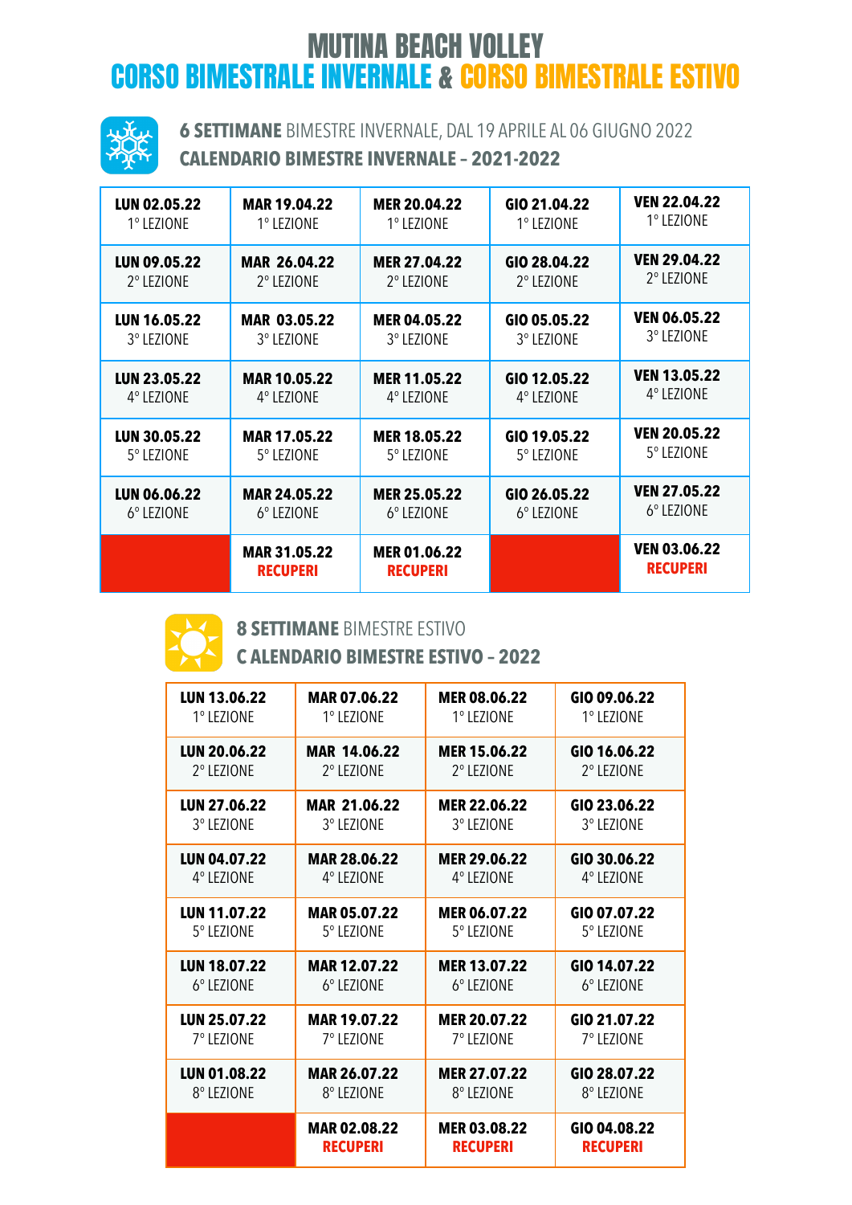# MUTINA BEACH VOLLEY

## CORSO BIMESTRALE INVERNALE & CORSO BIMESTRALE ESTIVO

**6 SETTIMANE** BIMESTRE INVERNALE, DAL 19 APRILE AL 06 GIUGNO 2022

**CALENDARIO BIMESTRE INVERNALE – 2021-2022**

| | | | | |
|---|---|---|---|---|
| **LUN 02.05.22** 1° LEZIONE | **MAR 19.04.22** 1° LEZIONE | **MER 20.04.22** 1° LEZIONE | **GIO 21.04.22** 1° LEZIONE | **VEN 22.04.22** 1° LEZIONE |
| **LUN 09.05.22** 2° LEZIONE | **MAR 26.04.22** 2° LEZIONE | **MER 27.04.22** 2° LEZIONE | **GIO 28.04.22** 2° LEZIONE | **VEN 29.04.22** 2° LEZIONE |
| **LUN 16.05.22** 3° LEZIONE | **MAR 03.05.22** 3° LEZIONE | **MER 04.05.22** 3° LEZIONE | **GIO 05.05.22** 3° LEZIONE | **VEN 06.05.22** 3° LEZIONE |
| **LUN 23.05.22** 4° LEZIONE | **MAR 10.05.22** 4° LEZIONE | **MER 11.05.22** 4° LEZIONE | **GIO 12.05.22** 4° LEZIONE | **VEN 13.05.22** 4° LEZIONE |
| **LUN 30.05.22** 5° LEZIONE | **MAR 17.05.22** 5° LEZIONE | **MER 18.05.22** 5° LEZIONE | **GIO 19.05.22** 5° LEZIONE | **VEN 20.05.22** 5° LEZIONE |
| **LUN 06.06.22** 6° LEZIONE | **MAR 24.05.22** 6° LEZIONE | **MER 25.05.22** 6° LEZIONE | **GIO 26.05.22** 6° LEZIONE | **VEN 27.05.22** 6° LEZIONE |
| | **MAR 31.05.22** RECUPERI | **MER 01.06.22** RECUPERI | | **VEN 03.06.22** RECUPERI |

**8 SETTIMANE** BIMESTRE ESTIVO

**C ALENDARIO BIMESTRE ESTIVO – 2022**

| | | | |
|---|---|---|---|
| **LUN 13.06.22** 1° LEZIONE | **MAR 07.06.22** 1° LEZIONE | **MER 08.06.22** 1° LEZIONE | **GIO 09.06.22** 1° LEZIONE |
| **LUN 20.06.22** 2° LEZIONE | **MAR 14.06.22** 2° LEZIONE | **MER 15.06.22** 2° LEZIONE | **GIO 16.06.22** 2° LEZIONE |
| **LUN 27.06.22** 3° LEZIONE | **MAR 21.06.22** 3° LEZIONE | **MER 22.06.22** 3° LEZIONE | **GIO 23.06.22** 3° LEZIONE |
| **LUN 04.07.22** 4° LEZIONE | **MAR 28.06.22** 4° LEZIONE | **MER 29.06.22** 4° LEZIONE | **GIO 30.06.22** 4° LEZIONE |
| **LUN 11.07.22** 5° LEZIONE | **MAR 05.07.22** 5° LEZIONE | **MER 06.07.22** 5° LEZIONE | **GIO 07.07.22** 5° LEZIONE |
| **LUN 18.07.22** 6° LEZIONE | **MAR 12.07.22** 6° LEZIONE | **MER 13.07.22** 6° LEZIONE | **GIO 14.07.22** 6° LEZIONE |
| **LUN 25.07.22** 7° LEZIONE | **MAR 19.07.22** 7° LEZIONE | **MER 20.07.22** 7° LEZIONE | **GIO 21.07.22** 7° LEZIONE |
| **LUN 01.08.22** 8° LEZIONE | **MAR 26.07.22** 8° LEZIONE | **MER 27.07.22** 8° LEZIONE | **GIO 28.07.22** 8° LEZIONE |
| | **MAR 02.08.22** RECUPERI | **MER 03.08.22** RECUPERI | **GIO 04.08.22** RECUPERI |